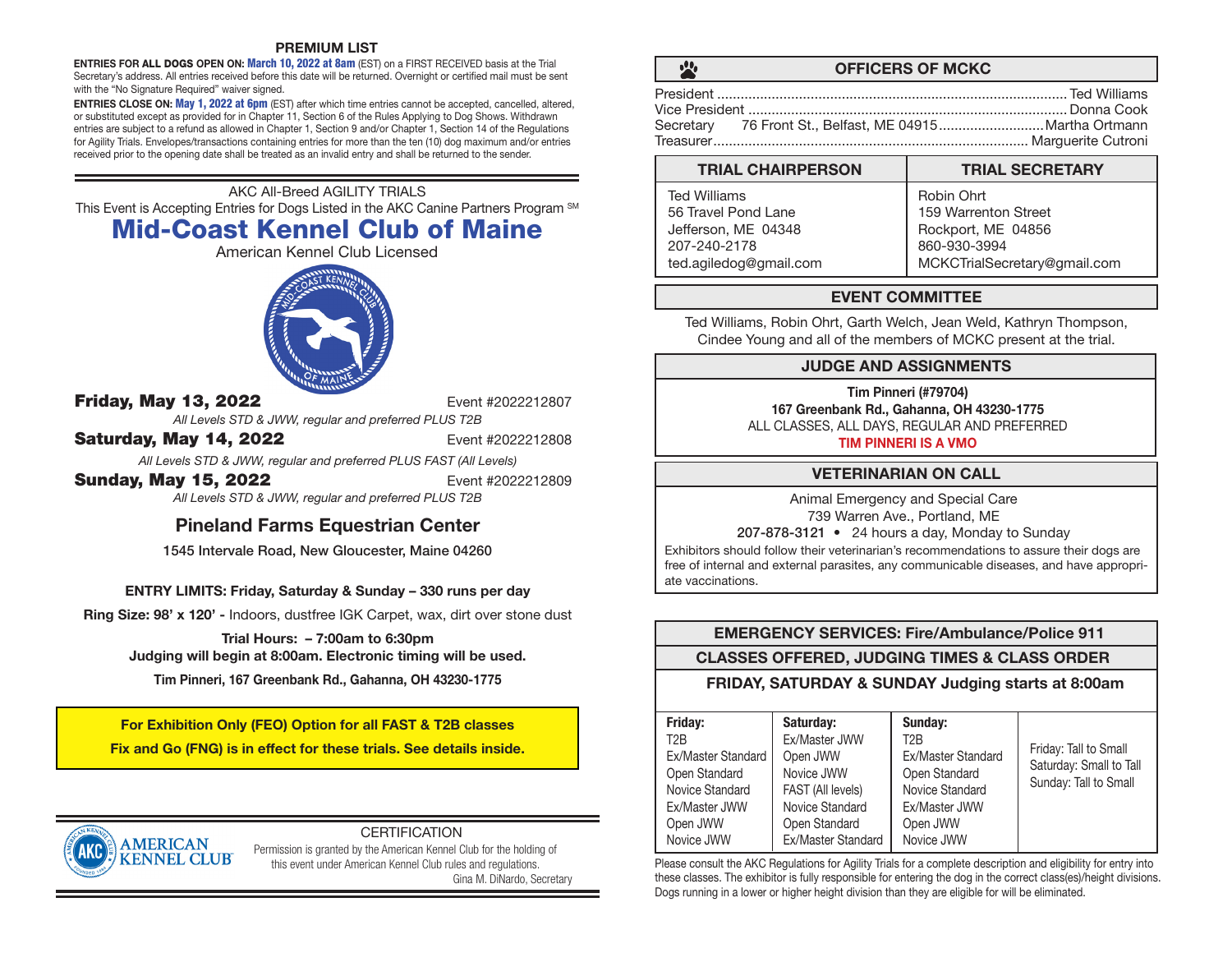## PREMIUM LIST

**ENTRIES FOR ALL DOGS OPEN ON: March 10, 2022 at 8am** (EST) on a FIRST RECEIVED basis at the Trial Secretary's address. All entries received before this date will be returned. Overnight or certified mail must be sent with the "No Signature Required" waiver signed.

**ENTRIES CLOSE ON: May 1, 2022 at 6pm** (EST) after which time entries cannot be accepted, cancelled, altered, or substituted except as provided for in Chapter 11, Section 6 of the Rules Applying to Dog Shows. Withdrawn entries are subject to a refund as allowed in Chapter 1, Section 9 and/or Chapter 1, Section 14 of the Regulations for Agility Trials. Envelopes/transactions containing entries for more than the ten (10) dog maximum and/or entries received prior to the opening date shall be treated as an invalid entry and shall be returned to the sender.

AKC All-Breed AGILITY TRIALS

This Event is Accepting Entries for Dogs Listed in the AKC Canine Partners Program SM

# Mid-Coast Kennel Club of Maine

American Kennel Club Licensed

**Friday, May 13, 2022** Event #2022212807

*All Levels STD & JWW, regular and preferred PLUS T2B*

**Saturday, May 14, 2022** Event #2022212808

*All Levels STD & JWW, regular and preferred PLUS FAST (All Levels)*

**Sunday, May 15, 2022** Event #2022212809

*All Levels STD & JWW, regular and preferred PLUS T2B*

## Pineland Farms Equestrian Center

**1545 Intervale Road, New Gloucester, Maine 04260**

**ENTRY LIMITS: Friday, Saturday & Sunday – 330 runs per day**

**Ring Size: 98' x 120' -** Indoors, dustfree IGK Carpet, wax, dirt over stone dust

**Trial Hours: – 7:00am to 6:30pm**

**Judging will begin at 8:00am. Electronic timing will be used.**

**Tim Pinneri, 167 Greenbank Rd., Gahanna, OH 43230-1775**

**For Exhibition Only (FEO) Option for all FAST & T2B classes**

**Fix and Go (FNG) is in effect for these trials. See details inside.**

### CERTIFICATION

Permission is granted by the American Kennel Club for the holding of this event under American Kennel Club rules and regulations.

Gina M. DiNardo, Secretary

## OFFICERS OF MCKC

President ........ Ted Williams
Vice President ........ Donna Cook
Secretary 76 Front St., Belfast, ME 04915 ........ Martha Ortmann
Treasurer ........ Marguerite Cutroni

| TRIAL CHAIRPERSON | TRIAL SECRETARY |
|---|---|
| Ted Williams<br>56 Travel Pond Lane<br>Jefferson, ME 04348<br>207-240-2178<br>ted.agiledog@gmail.com | Robin Ohrt<br>159 Warrenton Street<br>Rockport, ME 04856<br>860-930-3994<br>MCKCTrialSecretary@gmail.com |

## EVENT COMMITTEE

Ted Williams, Robin Ohrt, Garth Welch, Jean Weld, Kathryn Thompson, Cindee Young and all of the members of MCKC present at the trial.

## JUDGE AND ASSIGNMENTS

**Tim Pinneri (#79704)**
**167 Greenbank Rd., Gahanna, OH 43230-1775**
ALL CLASSES, ALL DAYS, REGULAR AND PREFERRED
**TIM PINNERI IS A VMO**

## VETERINARIAN ON CALL

Animal Emergency and Special Care
739 Warren Ave., Portland, ME
**207-878-3121** • 24 hours a day, Monday to Sunday

Exhibitors should follow their veterinarian's recommendations to assure their dogs are free of internal and external parasites, any communicable diseases, and have appropriate vaccinations.

## EMERGENCY SERVICES: Fire/Ambulance/Police 911

## CLASSES OFFERED, JUDGING TIMES & CLASS ORDER

**FRIDAY, SATURDAY & SUNDAY Judging starts at 8:00am**

| Friday: | Saturday: | Sunday: | |
|---|---|---|---|
| T2B | Ex/Master JWW | T2B | Friday: Tall to Small |
| Ex/Master Standard | Open JWW | Ex/Master Standard | Saturday: Small to Tall |
| Open Standard | Novice JWW | Open Standard | Sunday: Tall to Small |
| Novice Standard | FAST (All levels) | Novice Standard | |
| Ex/Master JWW | Novice Standard | Ex/Master JWW | |
| Open JWW | Open Standard | Open JWW | |
| Novice JWW | Ex/Master Standard | Novice JWW | |

Please consult the AKC Regulations for Agility Trials for a complete description and eligibility for entry into these classes. The exhibitor is fully responsible for entering the dog in the correct class(es)/height divisions. Dogs running in a lower or higher height division than they are eligible for will be eliminated.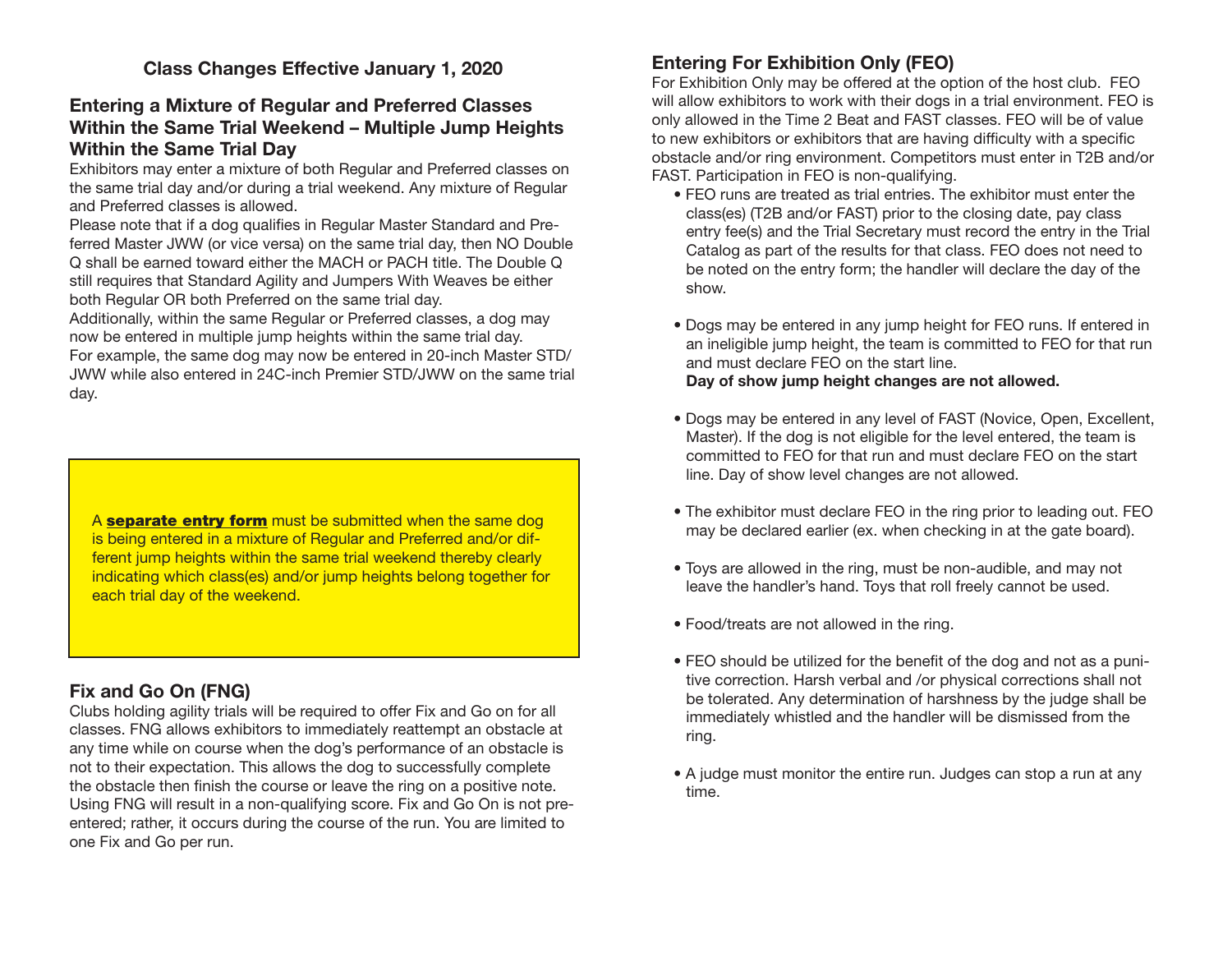## Class Changes Effective January 1, 2020

### Entering a Mixture of Regular and Preferred Classes Within the Same Trial Weekend – Multiple Jump Heights Within the Same Trial Day

Exhibitors may enter a mixture of both Regular and Preferred classes on the same trial day and/or during a trial weekend. Any mixture of Regular and Preferred classes is allowed.

Please note that if a dog qualifies in Regular Master Standard and Preferred Master JWW (or vice versa) on the same trial day, then NO Double Q shall be earned toward either the MACH or PACH title. The Double Q still requires that Standard Agility and Jumpers With Weaves be either both Regular OR both Preferred on the same trial day.

Additionally, within the same Regular or Preferred classes, a dog may now be entered in multiple jump heights within the same trial day.

For example, the same dog may now be entered in 20-inch Master STD/JWW while also entered in 24C-inch Premier STD/JWW on the same trial day.

> A **separate entry form** must be submitted when the same dog is being entered in a mixture of Regular and Preferred and/or different jump heights within the same trial weekend thereby clearly indicating which class(es) and/or jump heights belong together for each trial day of the weekend.

### Fix and Go On (FNG)

Clubs holding agility trials will be required to offer Fix and Go on for all classes. FNG allows exhibitors to immediately reattempt an obstacle at any time while on course when the dog's performance of an obstacle is not to their expectation. This allows the dog to successfully complete the obstacle then finish the course or leave the ring on a positive note. Using FNG will result in a non-qualifying score. Fix and Go On is not pre-entered; rather, it occurs during the course of the run. You are limited to one Fix and Go per run.

### Entering For Exhibition Only (FEO)

For Exhibition Only may be offered at the option of the host club. FEO will allow exhibitors to work with their dogs in a trial environment. FEO is only allowed in the Time 2 Beat and FAST classes. FEO will be of value to new exhibitors or exhibitors that are having difficulty with a specific obstacle and/or ring environment. Competitors must enter in T2B and/or FAST. Participation in FEO is non-qualifying.

- FEO runs are treated as trial entries. The exhibitor must enter the class(es) (T2B and/or FAST) prior to the closing date, pay class entry fee(s) and the Trial Secretary must record the entry in the Trial Catalog as part of the results for that class. FEO does not need to be noted on the entry form; the handler will declare the day of the show.
- Dogs may be entered in any jump height for FEO runs. If entered in an ineligible jump height, the team is committed to FEO for that run and must declare FEO on the start line.
  **Day of show jump height changes are not allowed.**
- Dogs may be entered in any level of FAST (Novice, Open, Excellent, Master). If the dog is not eligible for the level entered, the team is committed to FEO for that run and must declare FEO on the start line. Day of show level changes are not allowed.
- The exhibitor must declare FEO in the ring prior to leading out. FEO may be declared earlier (ex. when checking in at the gate board).
- Toys are allowed in the ring, must be non-audible, and may not leave the handler's hand. Toys that roll freely cannot be used.
- Food/treats are not allowed in the ring.
- FEO should be utilized for the benefit of the dog and not as a punitive correction. Harsh verbal and /or physical corrections shall not be tolerated. Any determination of harshness by the judge shall be immediately whistled and the handler will be dismissed from the ring.
- A judge must monitor the entire run. Judges can stop a run at any time.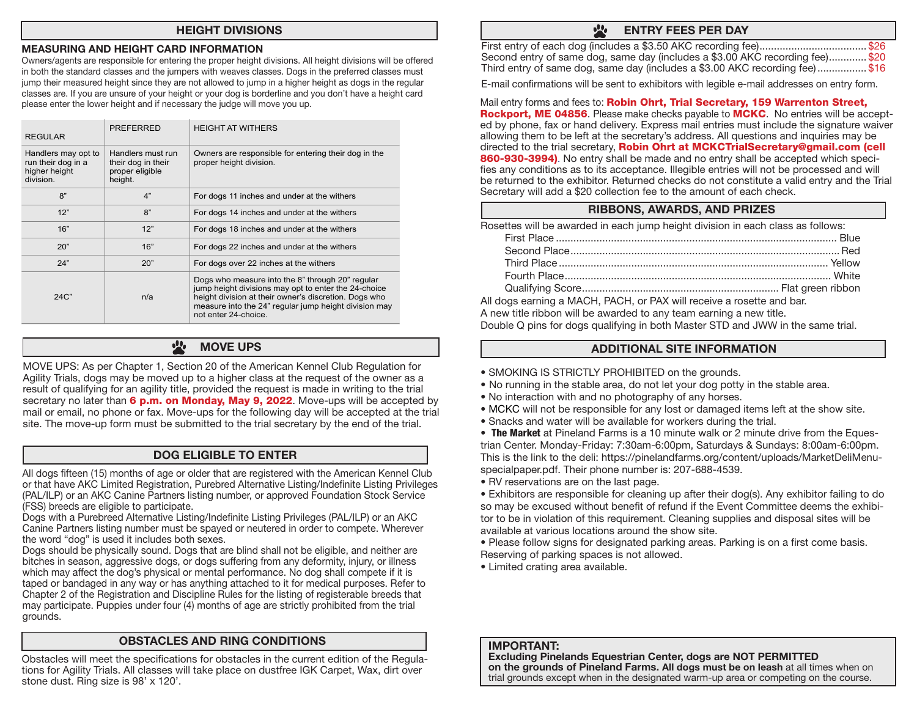## HEIGHT DIVISIONS

### MEASURING AND HEIGHT CARD INFORMATION

Owners/agents are responsible for entering the proper height divisions. All height divisions will be offered in both the standard classes and the jumpers with weaves classes. Dogs in the preferred classes must jump their measured height since they are not allowed to jump in a higher height as dogs in the regular classes are. If you are unsure of your height or your dog is borderline and you don't have a height card please enter the lower height and if necessary the judge will move you up.

| REGULAR | PREFERRED | HEIGHT AT WITHERS |
|---|---|---|
| Handlers may opt to run their dog in a higher height division. | Handlers must run their dog in their proper eligible height. | Owners are responsible for entering their dog in the proper height division. |
| 8" | 4" | For dogs 11 inches and under at the withers |
| 12" | 8" | For dogs 14 inches and under at the withers |
| 16" | 12" | For dogs 18 inches and under at the withers |
| 20" | 16" | For dogs 22 inches and under at the withers |
| 24" | 20" | For dogs over 22 inches at the withers |
| 24C" | n/a | Dogs who measure into the 8" through 20" regular jump height divisions may opt to enter the 24-choice height division at their owner's discretion. Dogs who measure into the 24" regular jump height division may not enter 24-choice. |

## MOVE UPS

MOVE UPS: As per Chapter 1, Section 20 of the American Kennel Club Regulation for Agility Trials, dogs may be moved up to a higher class at the request of the owner as a result of qualifying for an agility title, provided the request is made in writing to the trial secretary no later than **6 p.m. on Monday, May 9, 2022**. Move-ups will be accepted by mail or email, no phone or fax. Move-ups for the following day will be accepted at the trial site. The move-up form must be submitted to the trial secretary by the end of the trial.

## DOG ELIGIBLE TO ENTER

All dogs fifteen (15) months of age or older that are registered with the American Kennel Club or that have AKC Limited Registration, Purebred Alternative Listing/Indefinite Listing Privileges (PAL/ILP) or an AKC Canine Partners listing number, or approved Foundation Stock Service (FSS) breeds are eligible to participate.

Dogs with a Purebreed Alternative Listing/Indefinite Listing Privileges (PAL/ILP) or an AKC Canine Partners listing number must be spayed or neutered in order to compete. Wherever the word "dog" is used it includes both sexes.

Dogs should be physically sound. Dogs that are blind shall not be eligible, and neither are bitches in season, aggressive dogs, or dogs suffering from any deformity, injury, or illness which may affect the dog's physical or mental performance. No dog shall compete if it is taped or bandaged in any way or has anything attached to it for medical purposes. Refer to Chapter 2 of the Registration and Discipline Rules for the listing of registerable breeds that may participate. Puppies under four (4) months of age are strictly prohibited from the trial grounds.

## OBSTACLES AND RING CONDITIONS

Obstacles will meet the specifications for obstacles in the current edition of the Regulations for Agility Trials. All classes will take place on dustfree IGK Carpet, Wax, dirt over stone dust. Ring size is 98' x 120'.

## ENTRY FEES PER DAY

First entry of each dog (includes a \$3.50 AKC recording fee).................................... \$26
Second entry of same dog, same day (includes a \$3.00 AKC recording fee)............. \$20
Third entry of same dog, same day (includes a \$3.00 AKC recording fee)................. \$16

E-mail confirmations will be sent to exhibitors with legible e-mail addresses on entry form.

Mail entry forms and fees to: **Robin Ohrt, Trial Secretary, 159 Warrenton Street, Rockport, ME 04856**. Please make checks payable to **MCKC**. No entries will be accepted by phone, fax or hand delivery. Express mail entries must include the signature waiver allowing them to be left at the secretary's address. All questions and inquiries may be directed to the trial secretary, **Robin Ohrt at MCKCTrialSecretary@gmail.com (cell 860-930-3994)**. No entry shall be made and no entry shall be accepted which specifies any conditions as to its acceptance. Illegible entries will not be processed and will be returned to the exhibitor. Returned checks do not constitute a valid entry and the Trial Secretary will add a \$20 collection fee to the amount of each check.

## RIBBONS, AWARDS, AND PRIZES

Rosettes will be awarded in each jump height division in each class as follows:

First Place ................................................................................................ Blue
Second Place............................................................................................ Red
Third Place ............................................................................................ Yellow
Fourth Place........................................................................................... White
Qualifying Score.................................................................... Flat green ribbon

All dogs earning a MACH, PACH, or PAX will receive a rosette and bar.
A new title ribbon will be awarded to any team earning a new title.
Double Q pins for dogs qualifying in both Master STD and JWW in the same trial.

## ADDITIONAL SITE INFORMATION

- SMOKING IS STRICTLY PROHIBITED on the grounds.
- No running in the stable area, do not let your dog potty in the stable area.
- No interaction with and no photography of any horses.
- MCKC will not be responsible for any lost or damaged items left at the show site.
- Snacks and water will be available for workers during the trial.
- **The Market** at Pineland Farms is a 10 minute walk or 2 minute drive from the Equestrian Center. Monday-Friday: 7:30am-6:00pm, Saturdays & Sundays: 8:00am-6:00pm. This is the link to the deli: https://pinelandfarms.org/content/uploads/MarketDeliMenu-specialpaper.pdf. Their phone number is: 207-688-4539.
- RV reservations are on the last page.
- Exhibitors are responsible for cleaning up after their dog(s). Any exhibitor failing to do so may be excused without benefit of refund if the Event Committee deems the exhibitor to be in violation of this requirement. Cleaning supplies and disposal sites will be available at various locations around the show site.
- Please follow signs for designated parking areas. Parking is on a first come basis. Reserving of parking spaces is not allowed.
- Limited crating area available.

**IMPORTANT:**
**Excluding Pinelands Equestrian Center, dogs are NOT PERMITTED on the grounds of Pineland Farms. All dogs must be on leash** at all times when on trial grounds except when in the designated warm-up area or competing on the course.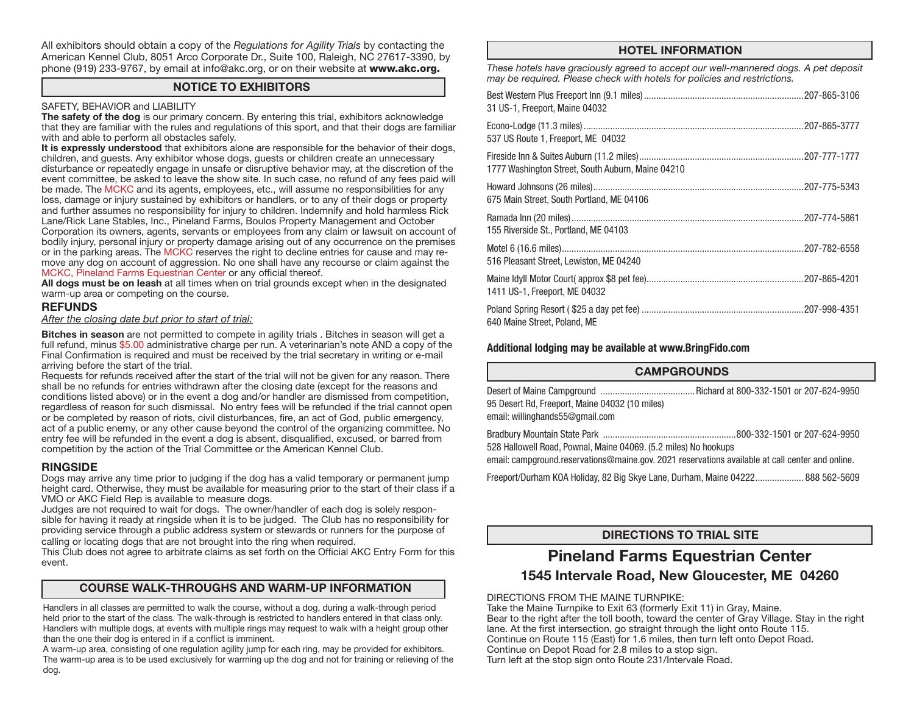All exhibitors should obtain a copy of the *Regulations for Agility Trials* by contacting the American Kennel Club, 8051 Arco Corporate Dr., Suite 100, Raleigh, NC 27617-3390, by phone (919) 233-9767, by email at info@akc.org, or on their website at **www.akc.org.**

## NOTICE TO EXHIBITORS

SAFETY, BEHAVIOR and LIABILITY

**The safety of the dog** is our primary concern. By entering this trial, exhibitors acknowledge that they are familiar with the rules and regulations of this sport, and that their dogs are familiar with and able to perform all obstacles safely.

**It is expressly understood** that exhibitors alone are responsible for the behavior of their dogs, children, and guests. Any exhibitor whose dogs, guests or children create an unnecessary disturbance or repeatedly engage in unsafe or disruptive behavior may, at the discretion of the event committee, be asked to leave the show site. In such case, no refund of any fees paid will be made. The MCKC and its agents, employees, etc., will assume no responsibilities for any loss, damage or injury sustained by exhibitors or handlers, or to any of their dogs or property and further assumes no responsibility for injury to children. Indemnify and hold harmless Rick Lane/Rick Lane Stables, Inc., Pineland Farms, Boulos Property Management and October Corporation its owners, agents, servants or employees from any claim or lawsuit on account of bodily injury, personal injury or property damage arising out of any occurrence on the premises or in the parking areas. The MCKC reserves the right to decline entries for cause and may remove any dog on account of aggression. No one shall have any recourse or claim against the MCKC, Pineland Farms Equestrian Center or any official thereof.

**All dogs must be on leash** at all times when on trial grounds except when in the designated warm-up area or competing on the course.

### REFUNDS

*After the closing date but prior to start of trial:*

**Bitches in season** are not permitted to compete in agility trials . Bitches in season will get a full refund, minus $5.00 administrative charge per run. A veterinarian's note AND a copy of the Final Confirmation is required and must be received by the trial secretary in writing or e-mail arriving before the start of the trial.

Requests for refunds received after the start of the trial will not be given for any reason. There shall be no refunds for entries withdrawn after the closing date (except for the reasons and conditions listed above) or in the event a dog and/or handler are dismissed from competition, regardless of reason for such dismissal. No entry fees will be refunded if the trial cannot open or be completed by reason of riots, civil disturbances, fire, an act of God, public emergency, act of a public enemy, or any other cause beyond the control of the organizing committee. No entry fee will be refunded in the event a dog is absent, disqualified, excused, or barred from competition by the action of the Trial Committee or the American Kennel Club.

### RINGSIDE

Dogs may arrive any time prior to judging if the dog has a valid temporary or permanent jump height card. Otherwise, they must be available for measuring prior to the start of their class if a VMO or AKC Field Rep is available to measure dogs.

Judges are not required to wait for dogs. The owner/handler of each dog is solely responsible for having it ready at ringside when it is to be judged. The Club has no responsibility for providing service through a public address system or stewards or runners for the purpose of calling or locating dogs that are not brought into the ring when required.

This Club does not agree to arbitrate claims as set forth on the Official AKC Entry Form for this event.

## COURSE WALK-THROUGHS AND WARM-UP INFORMATION

Handlers in all classes are permitted to walk the course, without a dog, during a walk-through period held prior to the start of the class. The walk-through is restricted to handlers entered in that class only. Handlers with multiple dogs, at events with multiple rings may request to walk with a height group other than the one their dog is entered in if a conflict is imminent.

A warm-up area, consisting of one regulation agility jump for each ring, may be provided for exhibitors. The warm-up area is to be used exclusively for warming up the dog and not for training or relieving of the dog.

## HOTEL INFORMATION

*These hotels have graciously agreed to accept our well-mannered dogs. A pet deposit may be required. Please check with hotels for policies and restrictions.*

Best Western Plus Freeport Inn (9.1 miles) ........ 207-865-3106
31 US-1, Freeport, Maine 04032

Econo-Lodge (11.3 miles) ........ 207-865-3777
537 US Route 1, Freeport, ME 04032

Fireside Inn & Suites Auburn (11.2 miles) ........ 207-777-1777
1777 Washington Street, South Auburn, Maine 04210

Howard Johnsons (26 miles) ........ 207-775-5343
675 Main Street, South Portland, ME 04106

Ramada Inn (20 miles) ........ 207-774-5861
155 Riverside St., Portland, ME 04103

Motel 6 (16.6 miles) ........ 207-782-6558
516 Pleasant Street, Lewiston, ME 04240

Maine Idyll Motor Court( approx $8 pet fee) ........ 207-865-4201
1411 US-1, Freeport, ME 04032

Poland Spring Resort ( $25 a day pet fee) ........ 207-998-4351
640 Maine Street, Poland, ME

**Additional lodging may be available at www.BringFido.com**

## CAMPGROUNDS

Desert of Maine Campground ........ Richard at 800-332-1501 or 207-624-9950
95 Desert Rd, Freeport, Maine 04032 (10 miles)
email: willinghands55@gmail.com

Bradbury Mountain State Park ........ 800-332-1501 or 207-624-9950
528 Hallowell Road, Pownal, Maine 04069. (5.2 miles) No hookups
email: campground.reservations@maine.gov. 2021 reservations available at call center and online.

Freeport/Durham KOA Holiday, 82 Big Skye Lane, Durham, Maine 04222 ........ 888 562-5609

## DIRECTIONS TO TRIAL SITE

# Pineland Farms Equestrian Center

### 1545 Intervale Road, New Gloucester, ME 04260

DIRECTIONS FROM THE MAINE TURNPIKE:

Take the Maine Turnpike to Exit 63 (formerly Exit 11) in Gray, Maine.

Bear to the right after the toll booth, toward the center of Gray Village. Stay in the right lane. At the first intersection, go straight through the light onto Route 115.

Continue on Route 115 (East) for 1.6 miles, then turn left onto Depot Road.

Continue on Depot Road for 2.8 miles to a stop sign.

Turn left at the stop sign onto Route 231/Intervale Road.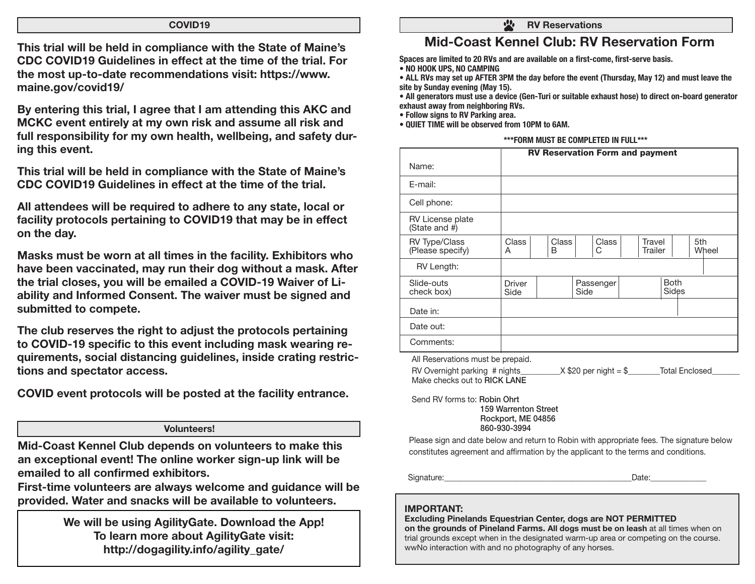## COVID19

**This trial will be held in compliance with the State of Maine's CDC COVID19 Guidelines in effect at the time of the trial. For the most up-to-date recommendations visit: https://www.maine.gov/covid19/**

**By entering this trial, I agree that I am attending this AKC and MCKC event entirely at my own risk and assume all risk and full responsibility for my own health, wellbeing, and safety during this event.**

**This trial will be held in compliance with the State of Maine's CDC COVID19 Guidelines in effect at the time of the trial.**

**All attendees will be required to adhere to any state, local or facility protocols pertaining to COVID19 that may be in effect on the day.**

**Masks must be worn at all times in the facility. Exhibitors who have been vaccinated, may run their dog without a mask. After the trial closes, you will be emailed a COVID-19 Waiver of Liability and Informed Consent. The waiver must be signed and submitted to compete.**

**The club reserves the right to adjust the protocols pertaining to COVID-19 specific to this event including mask wearing requirements, social distancing guidelines, inside crating restrictions and spectator access.**

**COVID event protocols will be posted at the facility entrance.**

## Volunteers!

**Mid-Coast Kennel Club depends on volunteers to make this an exceptional event! The online worker sign-up link will be emailed to all confirmed exhibitors.**

**First-time volunteers are always welcome and guidance will be provided. Water and snacks will be available to volunteers.**

**We will be using AgilityGate. Download the App!**
**To learn more about AgilityGate visit:**
**http://dogagility.info/agility_gate/**

## RV Reservations

# Mid-Coast Kennel Club: RV Reservation Form

**Spaces are limited to 20 RVs and are available on a first-come, first-serve basis.**

- **NO HOOK UPS, NO CAMPING**
- **ALL RVs may set up AFTER 3PM the day before the event (Thursday, May 12) and must leave the site by Sunday evening (May 15).**
- **All generators must use a device (Gen-Turi or suitable exhaust hose) to direct on-board generator exhaust away from neighboring RVs.**
- **Follow signs to RV Parking area.**
- **QUIET TIME will be observed from 10PM to 6AM.**

**\*\*\*FORM MUST BE COMPLETED IN FULL\*\*\***

| | **RV Reservation Form and payment** |
|---|---|
| Name: | |
| E-mail: | |
| Cell phone: | |
| RV License plate (State and #) | |
| RV Type/Class (Please specify) | Class A ☐ Class B ☐ Class C ☐ Travel Trailer ☐ 5th Wheel ☐ |
| RV Length: | |
| Slide-outs check box) | Driver Side ☐ Passenger Side ☐ Both Sides ☐ |
| Date in: | |
| Date out: | |
| Comments: | |

All Reservations must be prepaid.

RV Overnight parking # nights_________X $20 per night = $_______Total Enclosed______

Make checks out to **RICK LANE**

Send RV forms to: **Robin Ohrt**
**159 Warrenton Street**
**Rockport, ME 04856**
**860-930-3994**

Please sign and date below and return to Robin with appropriate fees. The signature below constitutes agreement and affirmation by the applicant to the terms and conditions.

Signature:_____________________________________________Date:_____________

**IMPORTANT:**
**Excluding Pinelands Equestrian Center, dogs are NOT PERMITTED on the grounds of Pineland Farms. All dogs must be on leash** at all times when on trial grounds except when in the designated warm-up area or competing on the course. wwNo interaction with and no photography of any horses.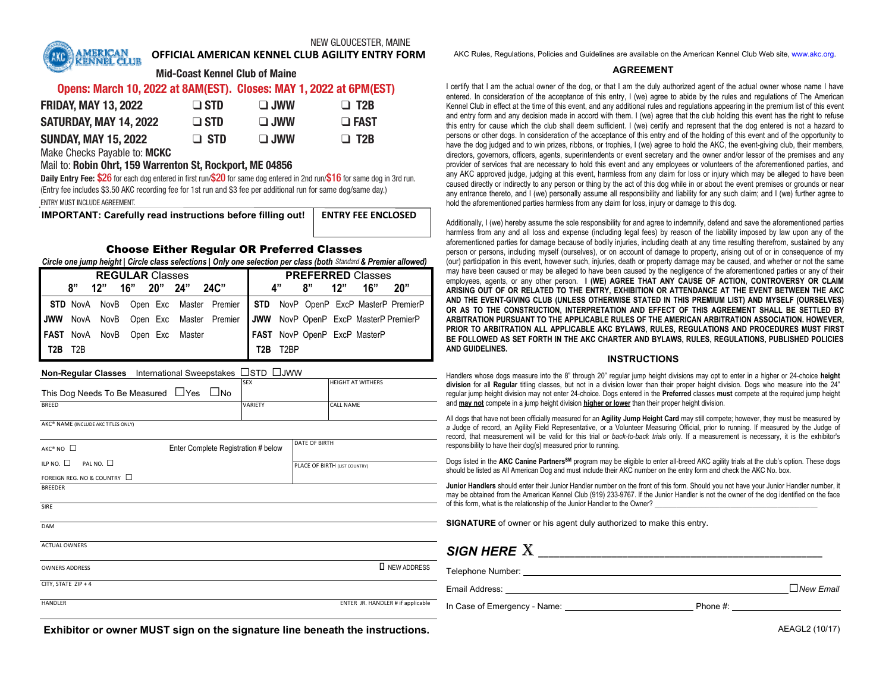NEW GLOUCESTER, MAINE

# OFFICIAL AMERICAN KENNEL CLUB AGILITY ENTRY FORM

**Mid-Coast Kennel Club of Maine**

**Opens: March 10, 2022 at 8AM(EST). Closes: MAY 1, 2022 at 6PM(EST)**

| | | | |
|---|---|---|---|
| **FRIDAY, MAY 13, 2022** | ❑ STD | ❑ JWW | ❑ T2B |
| **SATURDAY, MAY 14, 2022** | ❑ STD | ❑ JWW | ❑ FAST |
| **SUNDAY, MAY 15, 2022** | ❑ STD | ❑ JWW | ❑ T2B |

Make Checks Payable to: **MCKC**

Mail to: **Robin Ohrt, 159 Warrenton St, Rockport, ME 04856**

**Daily Entry Fee:** $26 for each dog entered in first run/$20 for same dog entered in 2nd run/$16 for same dog in 3rd run. (Entry fee includes $3.50 AKC recording fee for 1st run and $3 fee per additional run for same dog/same day.)

ENTRY MUST INCLUDE AGREEMENT.

**IMPORTANT: Carefully read instructions before filling out!** | **ENTRY FEE ENCLOSED**

## Choose Either Regular OR Preferred Classes

***Circle one jump height | Circle class selections | Only one selection per class (both Standard & Premier allowed)***

| **REGULAR** Classes | | | | | | | **PREFERRED** Classes | | | | | |
|---|---|---|---|---|---|---|---|---|---|---|---|---|
| 8" | 12" | 16" | 20" | 24" | 24C" | | 4" | 8" | 12" | 16" | 20" | |
| **STD** | NovA | NovB | Open | Exc | Master | Premier | **STD** | NovP | OpenP | ExcP | MasterP | PremierP |
| **JWW** | NovA | NovB | Open | Exc | Master | Premier | **JWW** | NovP | OpenP | ExcP | MasterP | PremierP |
| **FAST** | NovA | NovB | Open | Exc | Master | | **FAST** | NovP | OpenP | ExcP | MasterP | |
| **T2B** | T2B | | | | | | **T2B** | T2BP | | | | |

**Non-Regular Classes** International Sweepstakes ☐STD ☐JWW

| | | |
|---|---|---|
| This Dog Needs To Be Measured ☐Yes ☐No | SEX | HEIGHT AT WITHERS |
| BREED | VARIETY | CALL NAME |
| AKC® NAME (INCLUDE AKC TITLES ONLY) | | |
| AKC® NO ☐ Enter Complete Registration # below | DATE OF BIRTH | |
| ILP NO. ☐ PAL NO. ☐ | PLACE OF BIRTH (LIST COUNTRY) | |
| FOREIGN REG. NO & COUNTRY ☐ | | |
| BREEDER | | |
| SIRE | | |
| DAM | | |
| ACTUAL OWNERS | | |
| OWNERS ADDRESS | | ☐ NEW ADDRESS |
| CITY, STATE ZIP + 4 | | |
| HANDLER | | ENTER JR. HANDLER # if applicable |

**Exhibitor or owner MUST sign on the signature line beneath the instructions.**

AKC Rules, Regulations, Policies and Guidelines are available on the American Kennel Club Web site, www.akc.org.

## AGREEMENT

I certify that I am the actual owner of the dog, or that I am the duly authorized agent of the actual owner whose name I have entered. In consideration of the acceptance of this entry, I (we) agree to abide by the rules and regulations of The American Kennel Club in effect at the time of this event, and any additional rules and regulations appearing in the premium list of this event and entry form and any decision made in accord with them. I (we) agree that the club holding this event has the right to refuse this entry for cause which the club shall deem sufficient. I (we) certify and represent that the dog entered is not a hazard to persons or other dogs. In consideration of the acceptance of this entry and of the holding of this event and of the opportunity to have the dog judged and to win prizes, ribbons, or trophies, I (we) agree to hold the AKC, the event-giving club, their members, directors, governors, officers, agents, superintendents or event secretary and the owner and/or lessor of the premises and any provider of services that are necessary to hold this event and any employees or volunteers of the aforementioned parties, and any AKC approved judge, judging at this event, harmless from any claim for loss or injury which may be alleged to have been caused directly or indirectly to any person or thing by the act of this dog while in or about the event premises or grounds or near any entrance thereto, and I (we) personally assume all responsibility and liability for any such claim; and I (we) further agree to hold the aforementioned parties harmless from any claim for loss, injury or damage to this dog.

Additionally, I (we) hereby assume the sole responsibility for and agree to indemnify, defend and save the aforementioned parties harmless from any and all loss and expense (including legal fees) by reason of the liability imposed by law upon any of the aforementioned parties for damage because of bodily injuries, including death at any time resulting therefrom, sustained by any person or persons, including myself (ourselves), or on account of damage to property, arising out of or in consequence of my (our) participation in this event, however such, injuries, death or property damage may be caused, and whether or not the same may have been caused or may be alleged to have been caused by the negligence of the aforementioned parties or any of their employees, agents, or any other person. **I (WE) AGREE THAT ANY CAUSE OF ACTION, CONTROVERSY OR CLAIM ARISING OUT OF OR RELATED TO THE ENTRY, EXHIBITION OR ATTENDANCE AT THE EVENT BETWEEN THE AKC AND THE EVENT-GIVING CLUB (UNLESS OTHERWISE STATED IN THIS PREMIUM LIST) AND MYSELF (OURSELVES) OR AS TO THE CONSTRUCTION, INTERPRETATION AND EFFECT OF THIS AGREEMENT SHALL BE SETTLED BY ARBITRATION PURSUANT TO THE APPLICABLE RULES OF THE AMERICAN ARBITRATION ASSOCIATION. HOWEVER, PRIOR TO ARBITRATION ALL APPLICABLE AKC BYLAWS, RULES, REGULATIONS AND PROCEDURES MUST FIRST BE FOLLOWED AS SET FORTH IN THE AKC CHARTER AND BYLAWS, RULES, REGULATIONS, PUBLISHED POLICIES AND GUIDELINES.**

## INSTRUCTIONS

Handlers whose dogs measure into the 8" through 20" regular jump height divisions may opt to enter in a higher or 24-choice **height division** for all **Regular** titling classes, but not in a division lower than their proper height division. Dogs who measure into the 24" regular jump height division may not enter 24-choice. Dogs entered in the **Preferred** classes **must** compete at the required jump height and **may not** compete in a jump height division **higher or lower** than their proper height division.

All dogs that have not been officially measured for an **Agility Jump Height Card** may still compete; however, they must be measured by *a* Judge of record, an Agility Field Representative, or a Volunteer Measuring Official, prior to running. If measured by the Judge of record, that measurement will be valid for this trial *or back-to-back trials* only. If a measurement is necessary, it is the exhibitor's responsibility to have their dog(s) measured prior to running.

Dogs listed in the **AKC Canine Partners**[SM] program may be eligible to enter all-breed AKC agility trials at the club's option. These dogs should be listed as All American Dog and must include their AKC number on the entry form and check the AKC No. box.

**Junior Handlers** should enter their Junior Handler number on the front of this form. Should you not have your Junior Handler number, it may be obtained from the American Kennel Club (919) 233-9767. If the Junior Handler is not the owner of the dog identified on the face of this form, what is the relationship of the Junior Handler to the Owner? ________________

**SIGNATURE** of owner or his agent duly authorized to make this entry.

***SIGN HERE* X** ________________________________

Telephone Number: ________________________________

Email Address: ________________________________ ☐*New Email*

In Case of Emergency - Name: ________________ Phone #: ________________

AEAGL2 (10/17)